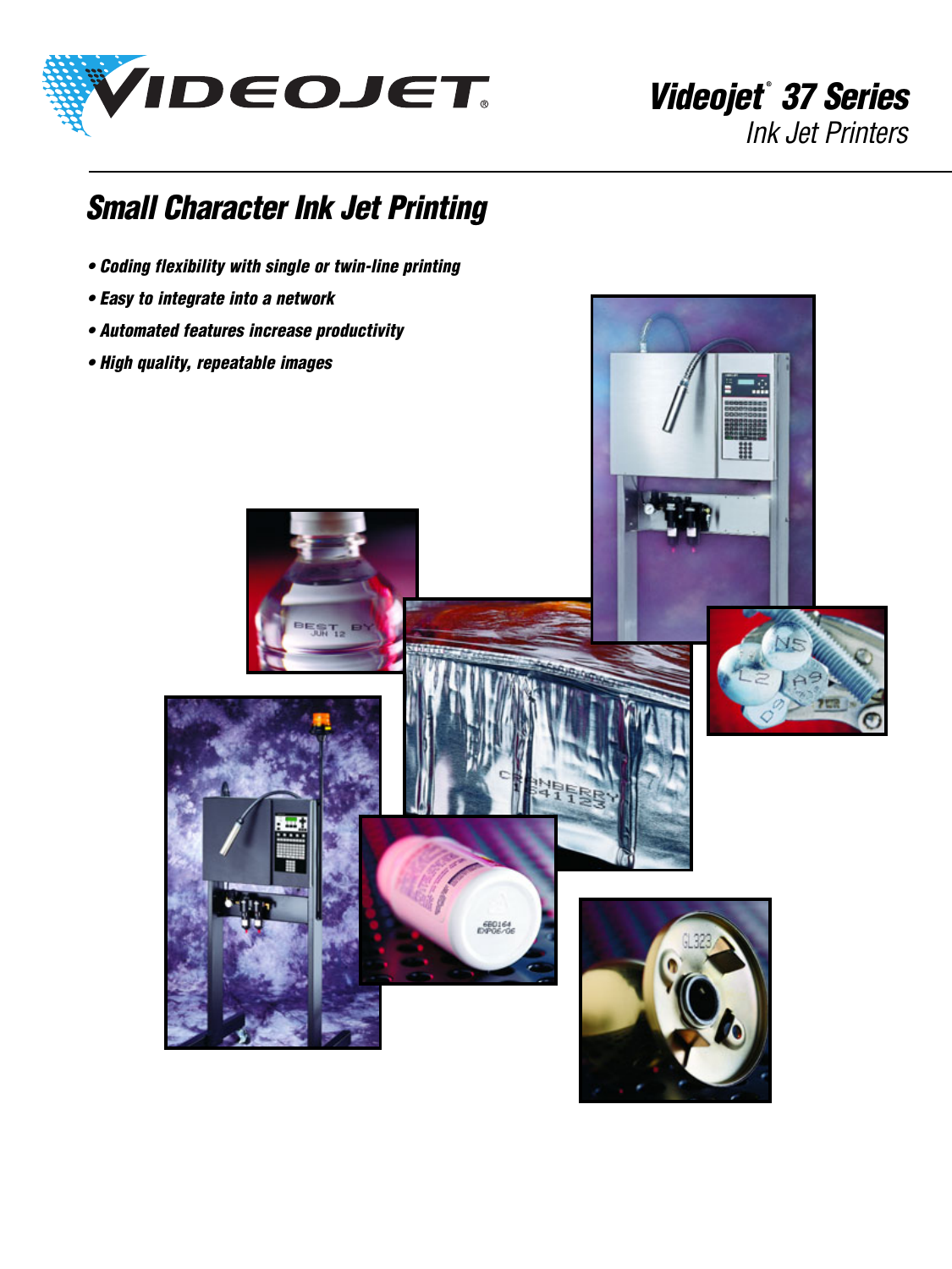# Videojet® 37 Series

*Ink Jet Printers*

## Small Character Ink Jet Printing

- *Coding flexibility with single or twin-line printing*
- *Easy to integrate into a network*
- *Automated features increase productivity*
- *High quality, repeatable images*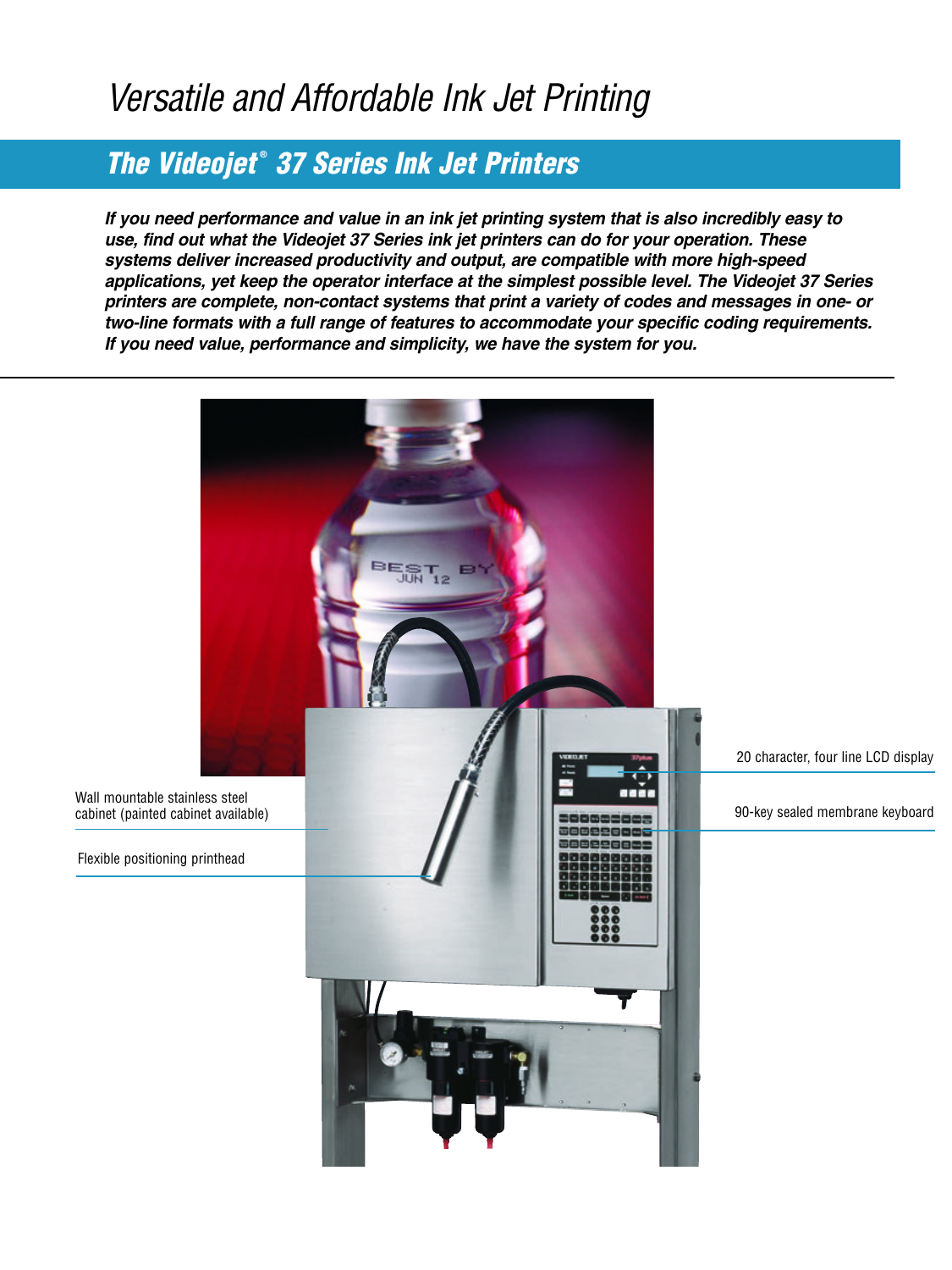# Versatile and Affordable Ink Jet Printing

## The Videojet® 37 Series Ink Jet Printers

***If you need performance and value in an ink jet printing system that is also incredibly easy to use, find out what the Videojet 37 Series ink jet printers can do for your operation. These systems deliver increased productivity and output, are compatible with more high-speed applications, yet keep the operator interface at the simplest possible level. The Videojet 37 Series printers are complete, non-contact systems that print a variety of codes and messages in one- or two-line formats with a full range of features to accommodate your specific coding requirements. If you need value, performance and simplicity, we have the system for you.***

---

20 character, four line LCD display

Wall mountable stainless steel cabinet (painted cabinet available)

90-key sealed membrane keyboard

Flexible positioning printhead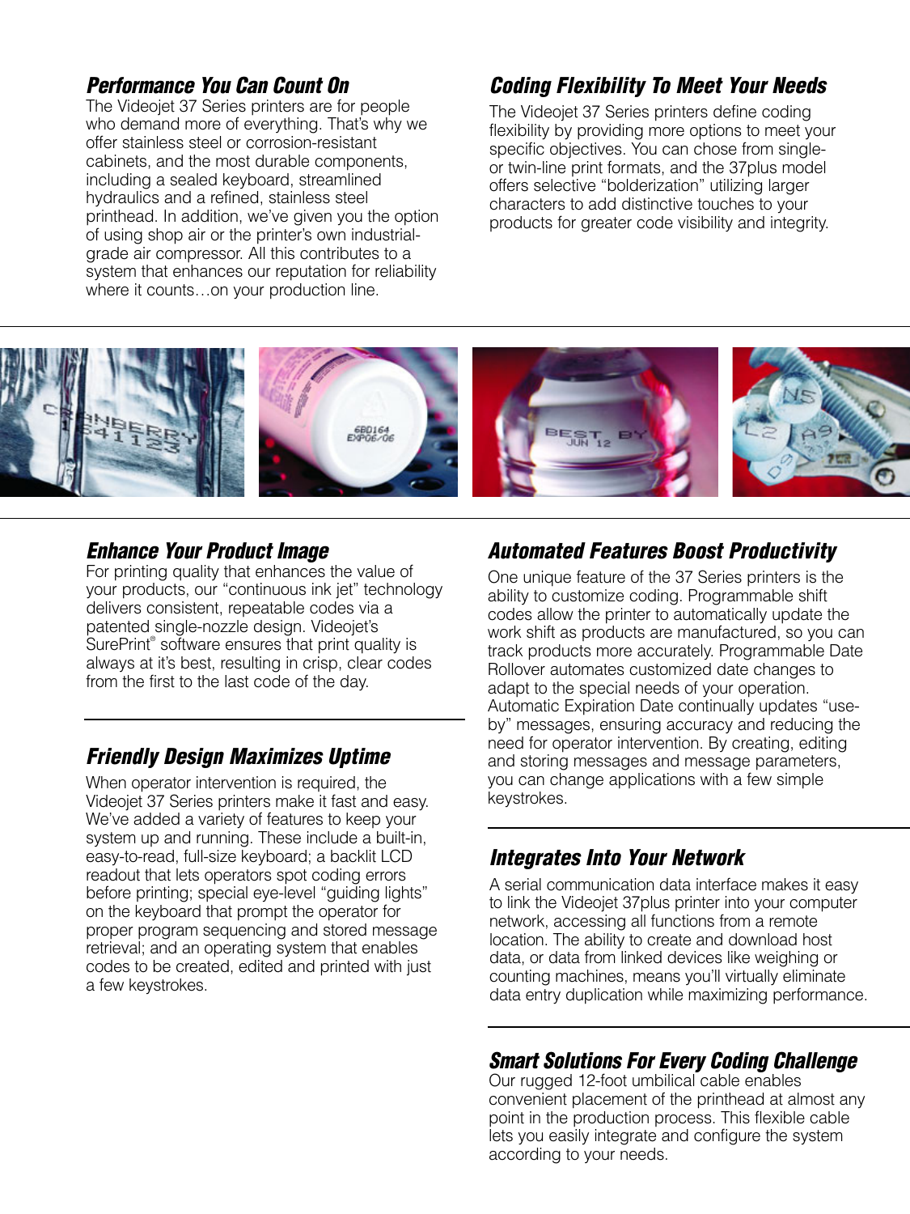## *Performance You Can Count On*

The Videojet 37 Series printers are for people who demand more of everything. That's why we offer stainless steel or corrosion-resistant cabinets, and the most durable components, including a sealed keyboard, streamlined hydraulics and a refined, stainless steel printhead. In addition, we've given you the option of using shop air or the printer's own industrial-grade air compressor. All this contributes to a system that enhances our reputation for reliability where it counts…on your production line.

## *Coding Flexibility To Meet Your Needs*

The Videojet 37 Series printers define coding flexibility by providing more options to meet your specific objectives. You can chose from single- or twin-line print formats, and the 37plus model offers selective "bolderization" utilizing larger characters to add distinctive touches to your products for greater code visibility and integrity.

## *Enhance Your Product Image*

For printing quality that enhances the value of your products, our "continuous ink jet" technology delivers consistent, repeatable codes via a patented single-nozzle design. Videojet's SurePrint® software ensures that print quality is always at it's best, resulting in crisp, clear codes from the first to the last code of the day.

## *Friendly Design Maximizes Uptime*

When operator intervention is required, the Videojet 37 Series printers make it fast and easy. We've added a variety of features to keep your system up and running. These include a built-in, easy-to-read, full-size keyboard; a backlit LCD readout that lets operators spot coding errors before printing; special eye-level "guiding lights" on the keyboard that prompt the operator for proper program sequencing and stored message retrieval; and an operating system that enables codes to be created, edited and printed with just a few keystrokes.

## *Automated Features Boost Productivity*

One unique feature of the 37 Series printers is the ability to customize coding. Programmable shift codes allow the printer to automatically update the work shift as products are manufactured, so you can track products more accurately. Programmable Date Rollover automates customized date changes to adapt to the special needs of your operation. Automatic Expiration Date continually updates "use-by" messages, ensuring accuracy and reducing the need for operator intervention. By creating, editing and storing messages and message parameters, you can change applications with a few simple keystrokes.

## *Integrates Into Your Network*

A serial communication data interface makes it easy to link the Videojet 37plus printer into your computer network, accessing all functions from a remote location. The ability to create and download host data, or data from linked devices like weighing or counting machines, means you'll virtually eliminate data entry duplication while maximizing performance.

## *Smart Solutions For Every Coding Challenge*

Our rugged 12-foot umbilical cable enables convenient placement of the printhead at almost any point in the production process. This flexible cable lets you easily integrate and configure the system according to your needs.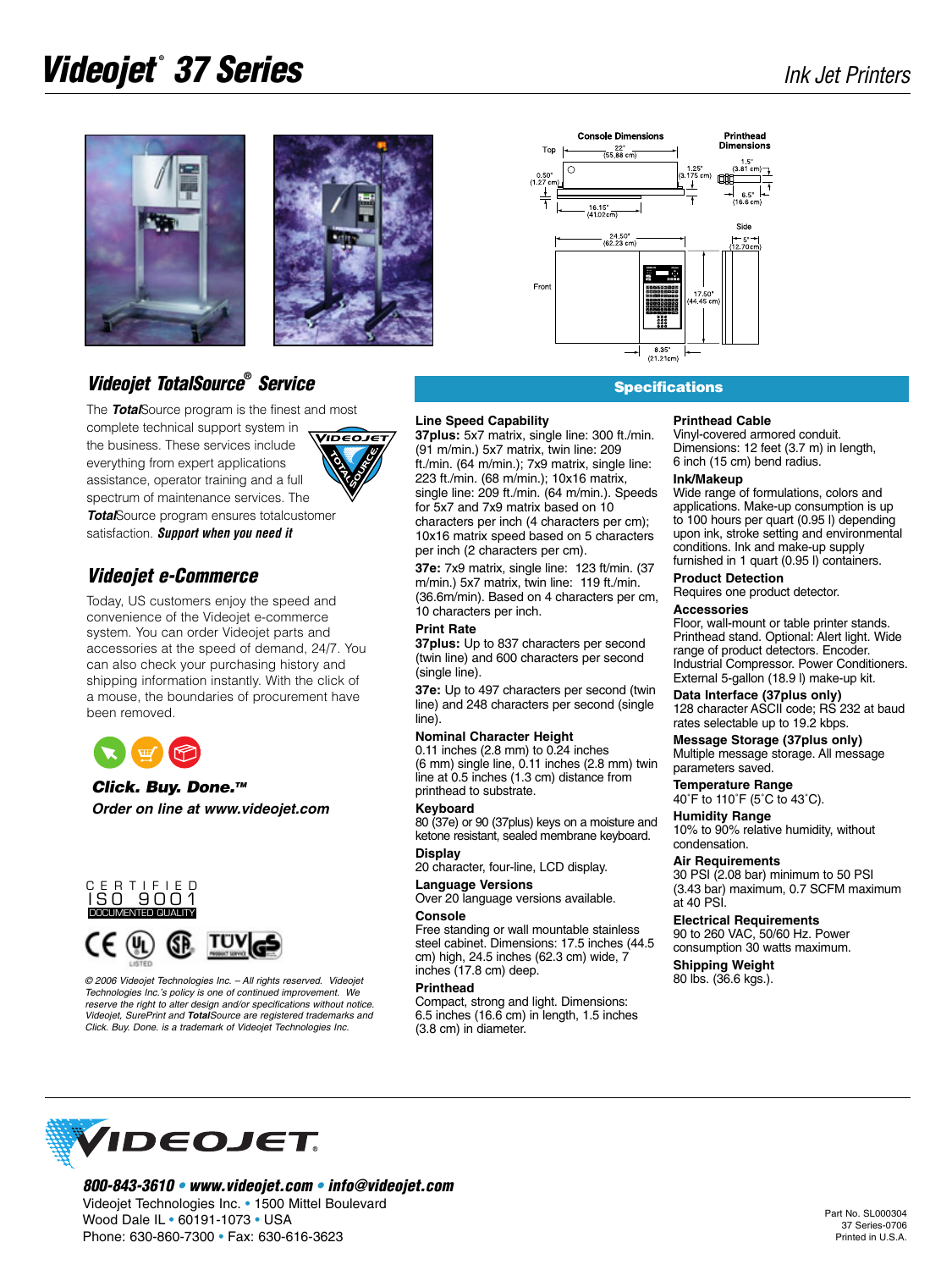# Videojet® 37 Series

Ink Jet Printers

Console Dimensions

Top

22" (55.88 cm)

0.50" (1.27 cm)

1.25" (3.175 cm)

16.15" (41.02cm)

Printhead Dimensions

1.5" (3.81 cm)

6.5" (16.6 cm)

Side

5" (12.70cm)

24.50" (62.23 cm)

Front

17.50" (44.45 cm)

8.35" (21.21cm)

## Videojet TotalSource® Service

The ***Total***Source program is the finest and most complete technical support system in the business. These services include everything from expert applications assistance, operator training and a full spectrum of maintenance services. The ***Total***Source program ensures totalcustomer satisfaction. ***Support when you need it***

## Videojet e-Commerce

Today, US customers enjoy the speed and convenience of the Videojet e-commerce system. You can order Videojet parts and accessories at the speed of demand, 24/7. You can also check your purchasing history and shipping information instantly. With the click of a mouse, the boundaries of procurement have been removed.

***Click. Buy. Done.™***

***Order on line at www.videojet.com***

CERTIFIED ISO 9001 DOCUMENTED QUALITY

*© 2006 Videojet Technologies Inc. – All rights reserved. Videojet Technologies Inc.'s policy is one of continued improvement. We reserve the right to alter design and/or specifications without notice. Videojet, SurePrint and **Total**Source are registered trademarks and Click. Buy. Done. is a trademark of Videojet Technologies Inc.*

## Specifications

**Line Speed Capability**

**37plus:** 5x7 matrix, single line: 300 ft./min. (91 m/min.) 5x7 matrix, twin line: 209 ft./min. (64 m/min.); 7x9 matrix, single line: 223 ft./min. (68 m/min.); 10x16 matrix, single line: 209 ft./min. (64 m/min.). Speeds for 5x7 and 7x9 matrix based on 10 characters per inch (4 characters per cm); 10x16 matrix speed based on 5 characters per inch (2 characters per cm).

**37e:** 7x9 matrix, single line: 123 ft/min. (37 m/min.) 5x7 matrix, twin line: 119 ft./min. (36.6m/min). Based on 4 characters per cm, 10 characters per inch.

**Print Rate**

**37plus:** Up to 837 characters per second (twin line) and 600 characters per second (single line).

**37e:** Up to 497 characters per second (twin line) and 248 characters per second (single line).

**Nominal Character Height**

0.11 inches (2.8 mm) to 0.24 inches (6 mm) single line, 0.11 inches (2.8 mm) twin line at 0.5 inches (1.3 cm) distance from printhead to substrate.

**Keyboard**

80 (37e) or 90 (37plus) keys on a moisture and ketone resistant, sealed membrane keyboard.

**Display**

20 character, four-line, LCD display.

**Language Versions**

Over 20 language versions available.

**Console**

Free standing or wall mountable stainless steel cabinet. Dimensions: 17.5 inches (44.5 cm) high, 24.5 inches (62.3 cm) wide, 7 inches (17.8 cm) deep.

**Printhead**

Compact, strong and light. Dimensions: 6.5 inches (16.6 cm) in length, 1.5 inches (3.8 cm) in diameter.

**Printhead Cable**

Vinyl-covered armored conduit. Dimensions: 12 feet (3.7 m) in length, 6 inch (15 cm) bend radius.

**Ink/Makeup**

Wide range of formulations, colors and applications. Make-up consumption is up to 100 hours per quart (0.95 l) depending upon ink, stroke setting and environmental conditions. Ink and make-up supply furnished in 1 quart (0.95 l) containers.

**Product Detection**

Requires one product detector.

**Accessories**

Floor, wall-mount or table printer stands. Printhead stand. Optional: Alert light. Wide range of product detectors. Encoder. Industrial Compressor. Power Conditioners. External 5-gallon (18.9 l) make-up kit.

**Data Interface (37plus only)**

128 character ASCII code; RS 232 at baud rates selectable up to 19.2 kbps.

**Message Storage (37plus only)**

Multiple message storage. All message parameters saved.

**Temperature Range**

40˚F to 110˚F (5˚C to 43˚C).

**Humidity Range**

10% to 90% relative humidity, without condensation.

**Air Requirements**

30 PSI (2.08 bar) minimum to 50 PSI (3.43 bar) maximum, 0.7 SCFM maximum at 40 PSI.

**Electrical Requirements**

90 to 260 VAC, 50/60 Hz. Power consumption 30 watts maximum.

**Shipping Weight**

80 lbs. (36.6 kgs.).

VIDEOJET®

***800-843-3610 • www.videojet.com • info@videojet.com***

Videojet Technologies Inc. • 1500 Mittel Boulevard
Wood Dale IL • 60191-1073 • USA
Phone: 630-860-7300 • Fax: 630-616-3623

Part No. SL000304
37 Series-0706
Printed in U.S.A.